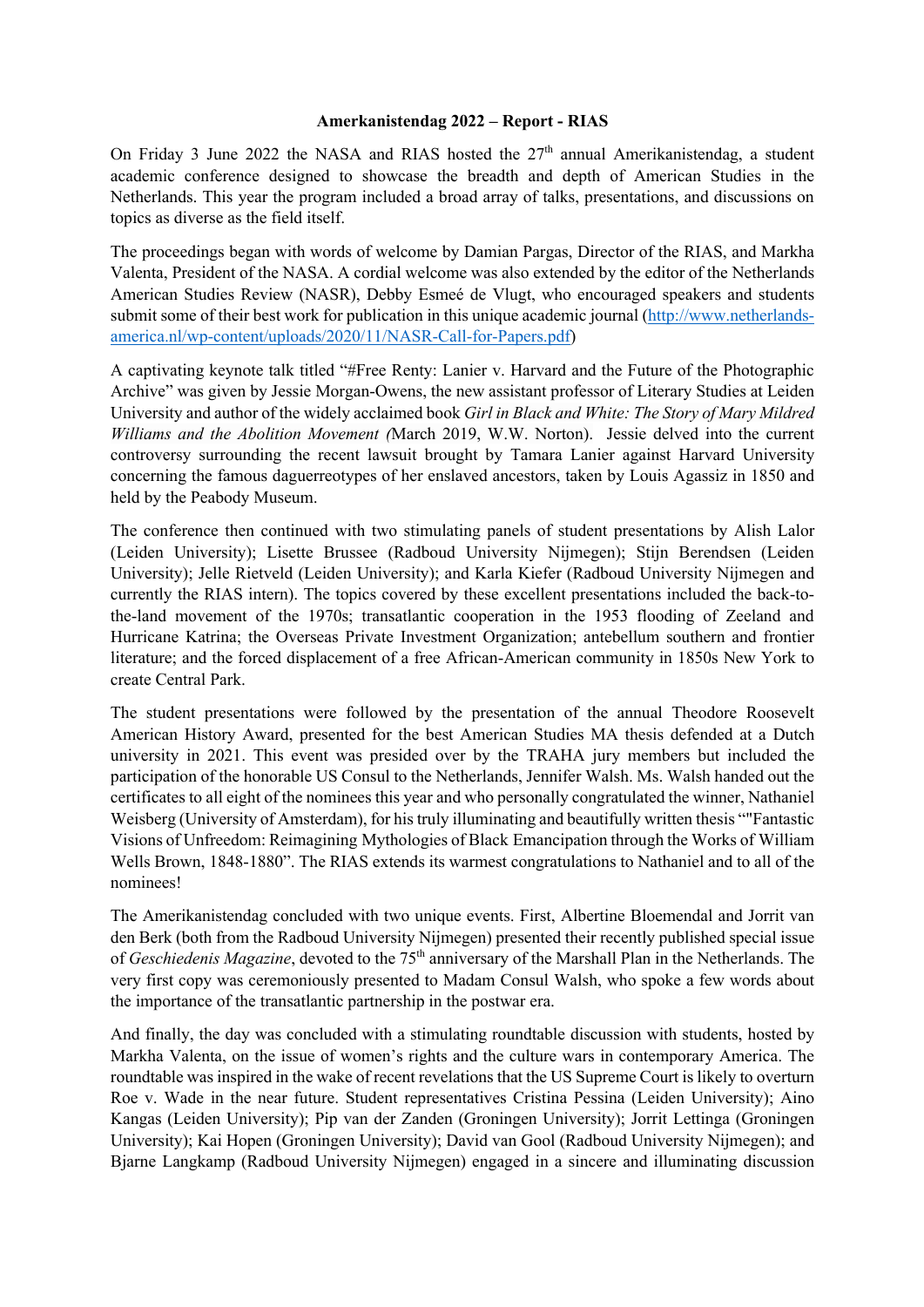**Amerkanistendag 2022 – Report - RIAS**

On Friday 3 June 2022 the NASA and RIAS hosted the 27th annual Amerikanistendag, a student academic conference designed to showcase the breadth and depth of American Studies in the Netherlands. This year the program included a broad array of talks, presentations, and discussions on topics as diverse as the field itself.

The proceedings began with words of welcome by Damian Pargas, Director of the RIAS, and Markha Valenta, President of the NASA. A cordial welcome was also extended by the editor of the Netherlands American Studies Review (NASR), Debby Esmeé de Vlugt, who encouraged speakers and students submit some of their best work for publication in this unique academic journal (http://www.netherlands-america.nl/wp-content/uploads/2020/11/NASR-Call-for-Papers.pdf)

A captivating keynote talk titled "#Free Renty: Lanier v. Harvard and the Future of the Photographic Archive" was given by Jessie Morgan-Owens, the new assistant professor of Literary Studies at Leiden University and author of the widely acclaimed book *Girl in Black and White: The Story of Mary Mildred Williams and the Abolition Movement (*March 2019, W.W. Norton). Jessie delved into the current controversy surrounding the recent lawsuit brought by Tamara Lanier against Harvard University concerning the famous daguerreotypes of her enslaved ancestors, taken by Louis Agassiz in 1850 and held by the Peabody Museum.

The conference then continued with two stimulating panels of student presentations by Alish Lalor (Leiden University); Lisette Brussee (Radboud University Nijmegen); Stijn Berendsen (Leiden University); Jelle Rietveld (Leiden University); and Karla Kiefer (Radboud University Nijmegen and currently the RIAS intern). The topics covered by these excellent presentations included the back-to-the-land movement of the 1970s; transatlantic cooperation in the 1953 flooding of Zeeland and Hurricane Katrina; the Overseas Private Investment Organization; antebellum southern and frontier literature; and the forced displacement of a free African-American community in 1850s New York to create Central Park.

The student presentations were followed by the presentation of the annual Theodore Roosevelt American History Award, presented for the best American Studies MA thesis defended at a Dutch university in 2021. This event was presided over by the TRAHA jury members but included the participation of the honorable US Consul to the Netherlands, Jennifer Walsh. Ms. Walsh handed out the certificates to all eight of the nominees this year and who personally congratulated the winner, Nathaniel Weisberg (University of Amsterdam), for his truly illuminating and beautifully written thesis ""Fantastic Visions of Unfreedom: Reimagining Mythologies of Black Emancipation through the Works of William Wells Brown, 1848-1880". The RIAS extends its warmest congratulations to Nathaniel and to all of the nominees!

The Amerikanistendag concluded with two unique events. First, Albertine Bloemendal and Jorrit van den Berk (both from the Radboud University Nijmegen) presented their recently published special issue of *Geschiedenis Magazine*, devoted to the 75th anniversary of the Marshall Plan in the Netherlands. The very first copy was ceremoniously presented to Madam Consul Walsh, who spoke a few words about the importance of the transatlantic partnership in the postwar era.

And finally, the day was concluded with a stimulating roundtable discussion with students, hosted by Markha Valenta, on the issue of women's rights and the culture wars in contemporary America. The roundtable was inspired in the wake of recent revelations that the US Supreme Court is likely to overturn Roe v. Wade in the near future. Student representatives Cristina Pessina (Leiden University); Aino Kangas (Leiden University); Pip van der Zanden (Groningen University); Jorrit Lettinga (Groningen University); Kai Hopen (Groningen University); David van Gool (Radboud University Nijmegen); and Bjarne Langkamp (Radboud University Nijmegen) engaged in a sincere and illuminating discussion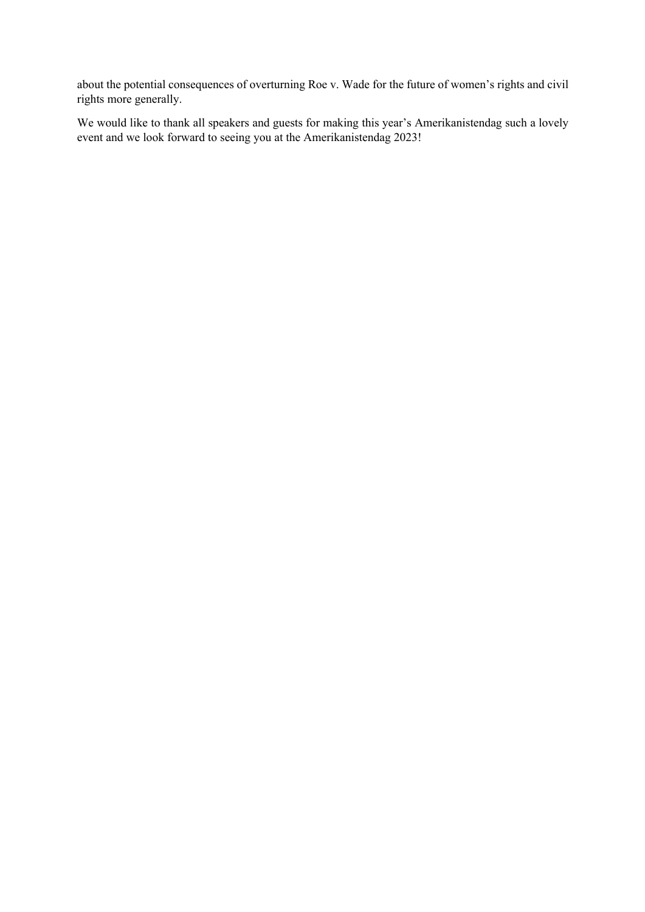about the potential consequences of overturning Roe v. Wade for the future of women's rights and civil rights more generally.

We would like to thank all speakers and guests for making this year's Amerikanistendag such a lovely event and we look forward to seeing you at the Amerikanistendag 2023!